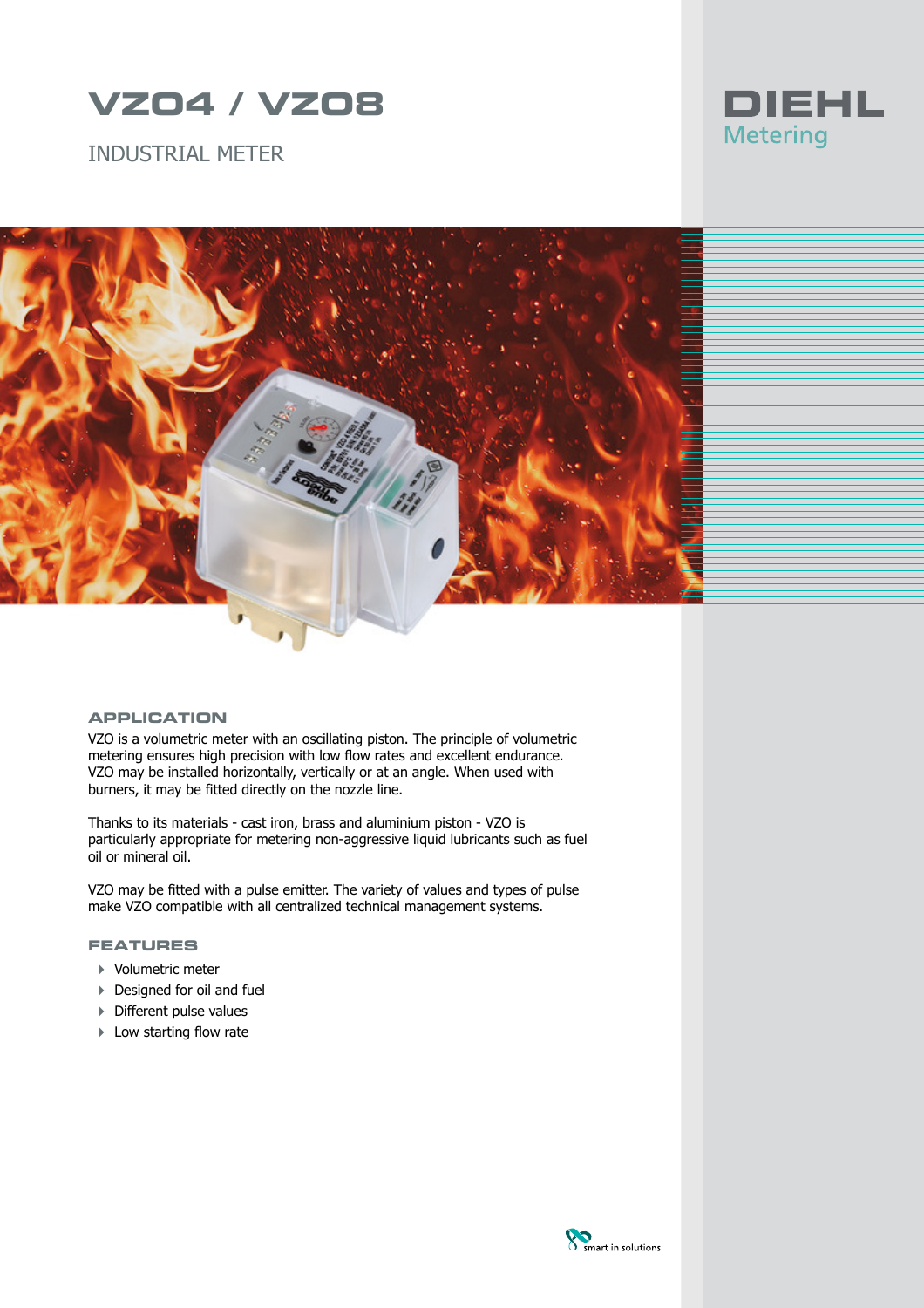# VZO4 / VZO8

INDUSTRIAL METER

DIEHL Metering

## APPLICATION

VZO is a volumetric meter with an oscillating piston. The principle of volumetric metering ensures high precision with low flow rates and excellent endurance. VZO may be installed horizontally, vertically or at an angle. When used with burners, it may be fitted directly on the nozzle line.

Thanks to its materials - cast iron, brass and aluminium piston - VZO is particularly appropriate for metering non-aggressive liquid lubricants such as fuel oil or mineral oil.

VZO may be fitted with a pulse emitter. The variety of values and types of pulse make VZO compatible with all centralized technical management systems.

## FEATURES

- Volumetric meter
- Designed for oil and fuel
- Different pulse values
- Low starting flow rate

smart in solutions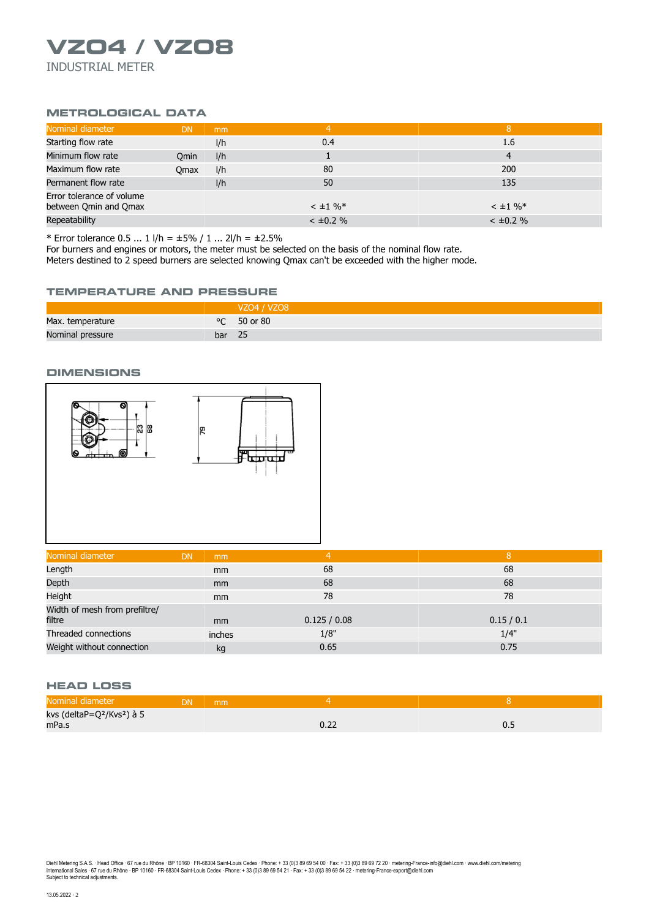# VZO4 / VZO8

INDUSTRIAL METER

## METROLOGICAL DATA

| Nominal diameter | DN | mm | 4 | 8 |
|---|---|---|---|---|
| Starting flow rate | | l/h | 0.4 | 1.6 |
| Minimum flow rate | Qmin | l/h | 1 | 4 |
| Maximum flow rate | Qmax | l/h | 80 | 200 |
| Permanent flow rate | | l/h | 50 | 135 |
| Error tolerance of volume between Qmin and Qmax | | | < ±1 %* | < ±1 %* |
| Repeatability | | | < ±0.2 % | < ±0.2 % |

\* Error tolerance 0.5 ... 1 l/h = ±5% / 1 ... 2l/h = ±2.5%
For burners and engines or motors, the meter must be selected on the basis of the nominal flow rate.
Meters destined to 2 speed burners are selected knowing Qmax can't be exceeded with the higher mode.

## TEMPERATURE AND PRESSURE

| | | VZO4 / VZO8 |
|---|---|---|
| Max. temperature | °C | 50 or 80 |
| Nominal pressure | bar | 25 |

## DIMENSIONS

| Nominal diameter | DN | mm | 4 | 8 |
|---|---|---|---|---|
| Length | | mm | 68 | 68 |
| Depth | | mm | 68 | 68 |
| Height | | mm | 78 | 78 |
| Width of mesh from prefiltre/ filtre | | mm | 0.125 / 0.08 | 0.15 / 0.1 |
| Threaded connections | | inches | 1/8" | 1/4" |
| Weight without connection | | kg | 0.65 | 0.75 |

## HEAD LOSS

| Nominal diameter | DN | mm | 4 | 8 |
|---|---|---|---|---|
| kvs (deltaP=Q²/Kvs²) à 5 mPa.s | | | 0.22 | 0.5 |

Diehl Metering S.A.S. · Head Office · 67 rue du Rhône · BP 10160 · FR-68304 Saint-Louis Cedex · Phone: + 33 (0)3 89 69 54 00 · Fax: + 33 (0)3 89 69 72 20 · metering-France-info@diehl.com · www.diehl.com/metering
International Sales · 67 rue du Rhône · BP 10160 · FR-68304 Saint-Louis Cedex · Phone: + 33 (0)3 89 69 54 21 · Fax: + 33 (0)3 89 69 54 22 · metering-France-export@diehl.com
Subject to technical adjustments.

13.05.2022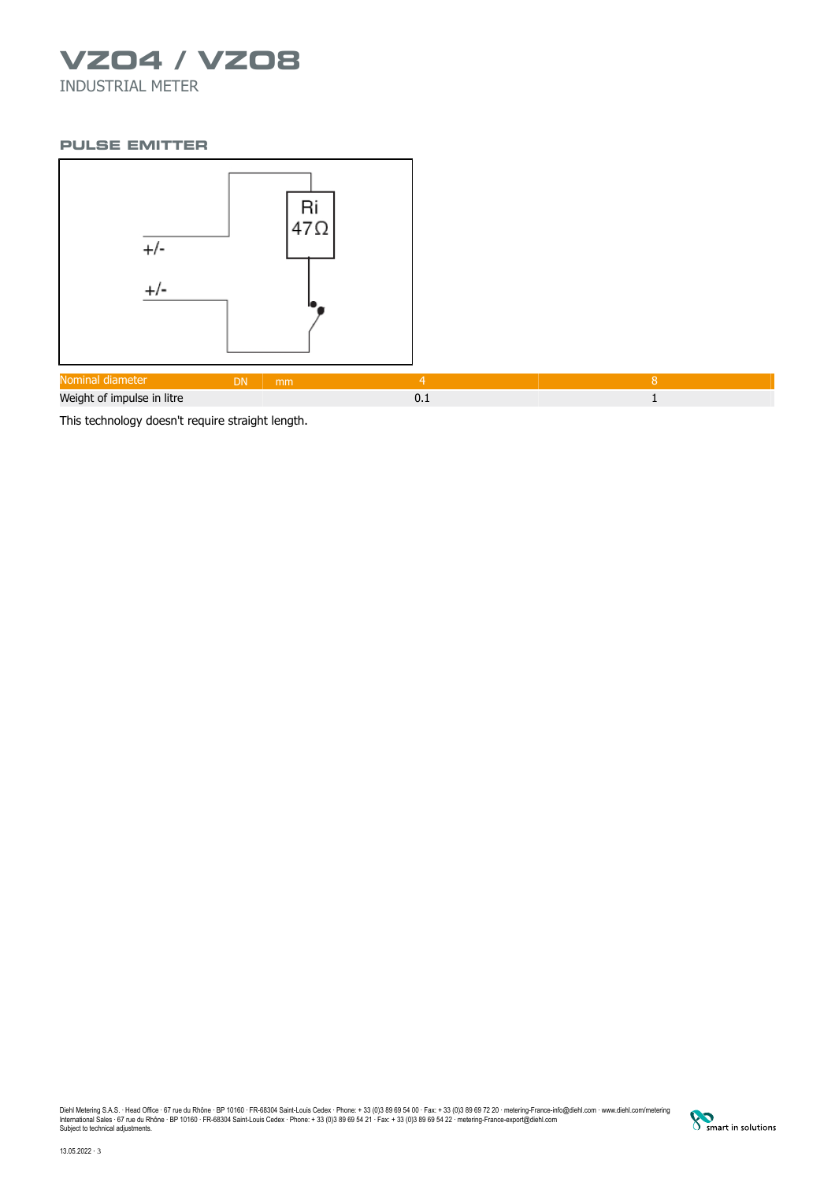# VZ04 / VZ08

INDUSTRIAL METER

## PULSE EMITTER

+/-

+/-

Ri
47Ω

| Nominal diameter | DN | mm | 4 | 8 |
|---|---|---|---|---|
| Weight of impulse in litre | | | 0.1 | 1 |

This technology doesn't require straight length.

Diehl Metering S.A.S. · Head Office · 67 rue du Rhône · BP 10160 · FR-68304 Saint-Louis Cedex · Phone: + 33 (0)3 89 69 54 00 · Fax: + 33 (0)3 89 69 72 20 · metering-France-info@diehl.com · www.diehl.com/metering
International Sales · 67 rue du Rhône · BP 10160 · FR-68304 Saint-Louis Cedex · Phone: + 33 (0)3 89 69 54 21 · Fax: + 33 (0)3 89 69 54 22 · metering-France-export@diehl.com
Subject to technical adjustments.

smart in solutions

13.05.2022